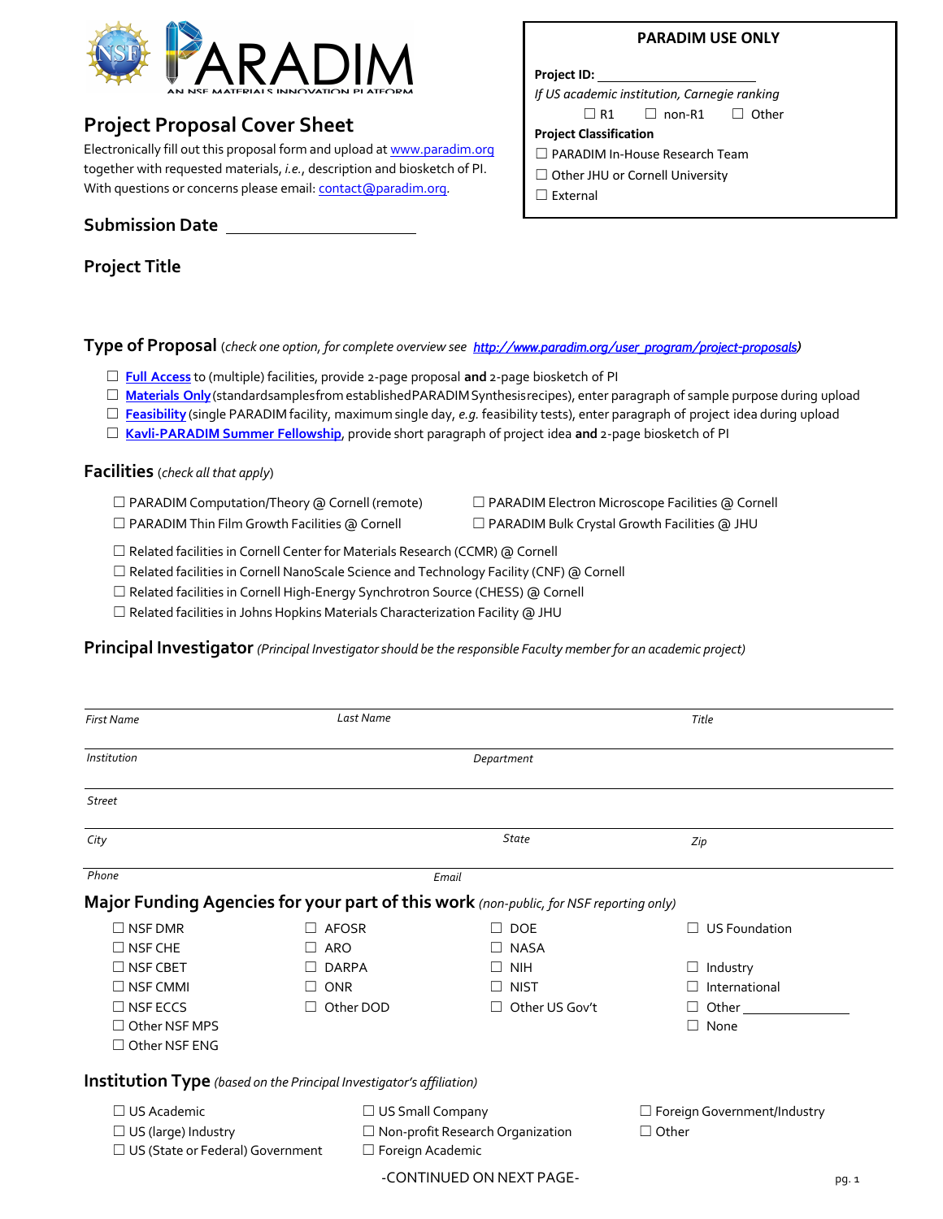PARADIM — AN NSF MATERIALS INNOVATION PLATFORM

# Project Proposal Cover Sheet

Electronically fill out this proposal form and upload at www.paradim.org together with requested materials, *i.e.*, description and biosketch of PI. With questions or concerns please email: contact@paradim.org.

**PARADIM USE ONLY**

**Project ID:** ____________________

*If US academic institution, Carnegie ranking*

☐ R1 ☐ non-R1 ☐ Other

**Project Classification**

☐ PARADIM In-House Research Team
☐ Other JHU or Cornell University
☐ External

## Submission Date ____________________

## Project Title

## Type of Proposal (*check one option, for complete overview see http://www.paradim.org/user_program/project-proposals*)

☐ **Full Access** to (multiple) facilities, provide 2-page proposal **and** 2-page biosketch of PI
☐ **Materials Only** (standard samples from established PARADIM Synthesis recipes), enter paragraph of sample purpose during upload
☐ **Feasibility** (single PARADIM facility, maximum single day, *e.g.* feasibility tests), enter paragraph of project idea during upload
☐ **Kavli-PARADIM Summer Fellowship**, provide short paragraph of project idea **and** 2-page biosketch of PI

## Facilities (*check all that apply*)

☐ PARADIM Computation/Theory @ Cornell (remote)
☐ PARADIM Electron Microscope Facilities @ Cornell
☐ PARADIM Thin Film Growth Facilities @ Cornell
☐ PARADIM Bulk Crystal Growth Facilities @ JHU

☐ Related facilities in Cornell Center for Materials Research (CCMR) @ Cornell
☐ Related facilities in Cornell NanoScale Science and Technology Facility (CNF) @ Cornell
☐ Related facilities in Cornell High-Energy Synchrotron Source (CHESS) @ Cornell
☐ Related facilities in Johns Hopkins Materials Characterization Facility @ JHU

## Principal Investigator (*Principal Investigator should be the responsible Faculty member for an academic project*)

| *First Name* | *Last Name* | *Title* |
|---|---|---|
| *Institution* | *Department* | |
| *Street* | | |
| *City* | *State* | *Zip* |
| *Phone* | *Email* | |

## Major Funding Agencies for your part of this work (*non-public, for NSF reporting only*)

☐ NSF DMR
☐ NSF CHE
☐ NSF CBET
☐ NSF CMMI
☐ NSF ECCS
☐ Other NSF MPS
☐ Other NSF ENG
☐ AFOSR
☐ ARO
☐ DARPA
☐ ONR
☐ Other DOD
☐ DOE
☐ NASA
☐ NIH
☐ NIST
☐ Other US Gov't
☐ US Foundation
☐ Industry
☐ International
☐ Other ____________
☐ None

## Institution Type (*based on the Principal Investigator's affiliation*)

☐ US Academic
☐ US (large) Industry
☐ US (State or Federal) Government
☐ US Small Company
☐ Non-profit Research Organization
☐ Foreign Academic
☐ Foreign Government/Industry
☐ Other

-CONTINUED ON NEXT PAGE-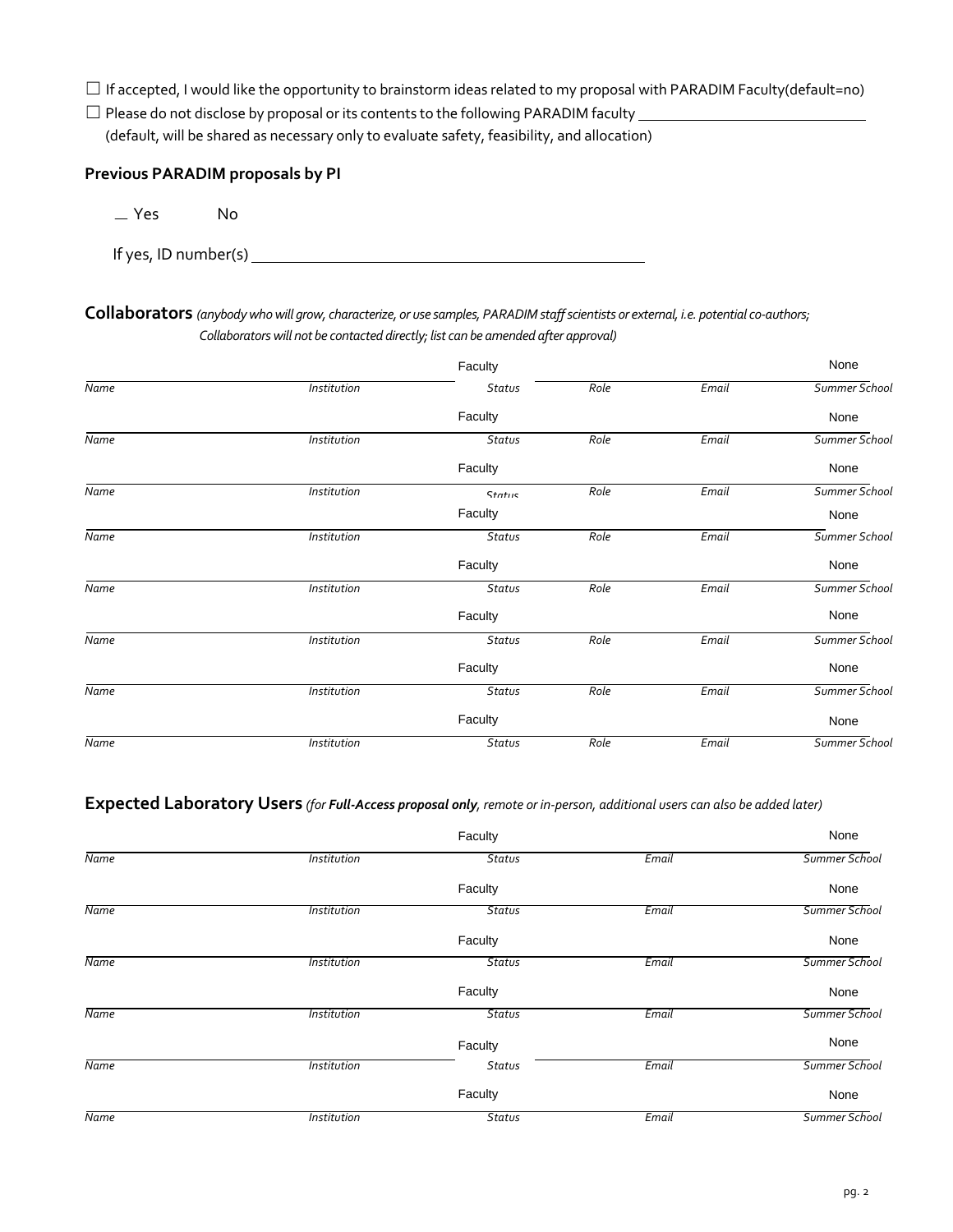☐ If accepted, I would like the opportunity to brainstorm ideas related to my proposal with PARADIM Faculty(default=no)

☐ Please do not disclose by proposal or its contents to the following PARADIM faculty ______________________________
(default, will be shared as necessary only to evaluate safety, feasibility, and allocation)

**Previous PARADIM proposals by PI**

__ Yes   No

If yes, ID number(s) ______________________________________________

**Collaborators** *(anybody who will grow, characterize, or use samples, PARADIM staff scientists or external, i.e. potential co-authors; Collaborators will not be contacted directly; list can be amended after approval)*

| *Name* | *Institution* | *Status* | *Role* | *Email* | *Summer School* |
|---|---|---|---|---|---|
| | | Faculty | | | None |
| | | Faculty | | | None |
| | | Faculty | | | None |
| | | Faculty | | | None |
| | | Faculty | | | None |
| | | Faculty | | | None |
| | | Faculty | | | None |
| | | Faculty | | | None |

**Expected Laboratory Users** *(for **Full-Access proposal only**, remote or in-person, additional users can also be added later)*

| *Name* | *Institution* | *Status* | *Email* | *Summer School* |
|---|---|---|---|---|
| | | Faculty | | None |
| | | Faculty | | None |
| | | Faculty | | None |
| | | Faculty | | None |
| | | Faculty | | None |
| | | Faculty | | None |